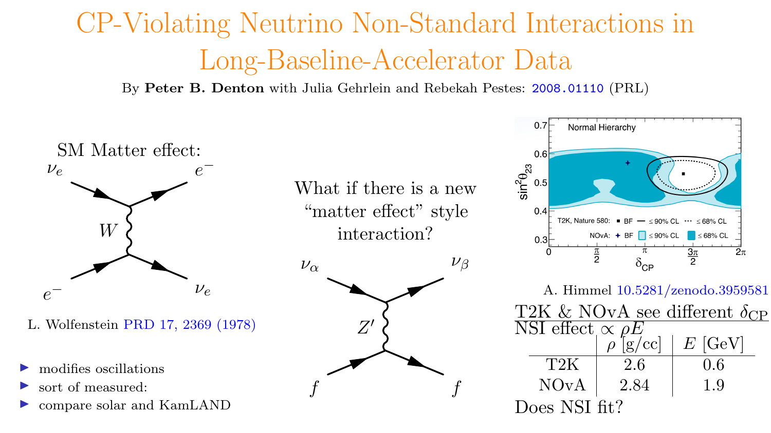# CP-Violating Neutrino Non-Standard Interactions in Long-Baseline-Accelerator Data

By **Peter B. Denton** with Julia Gehrlein and Rebekah Pestes: 2008.01110 (PRL)

SM Matter effect:

$\nu_e$ $e^-$ $W$ $e^-$ $\nu_e$

L. Wolfenstein PRD 17, 2369 (1978)

- modifies oscillations
- sort of measured:
- compare solar and KamLAND

What if there is a new "matter effect" style interaction?

$\nu_\alpha$ $\nu_\beta$ $Z'$ $f$ $f$

A. Himmel 10.5281/zenodo.3959581

T2K & NOvA see different $\delta_{CP}$

NSI effect $\propto \rho E$

| | $\rho$ [g/cc] | $E$ [GeV] |
|---|---|---|
| T2K | 2.6 | 0.6 |
| NOvA | 2.84 | 1.9 |

Does NSI fit?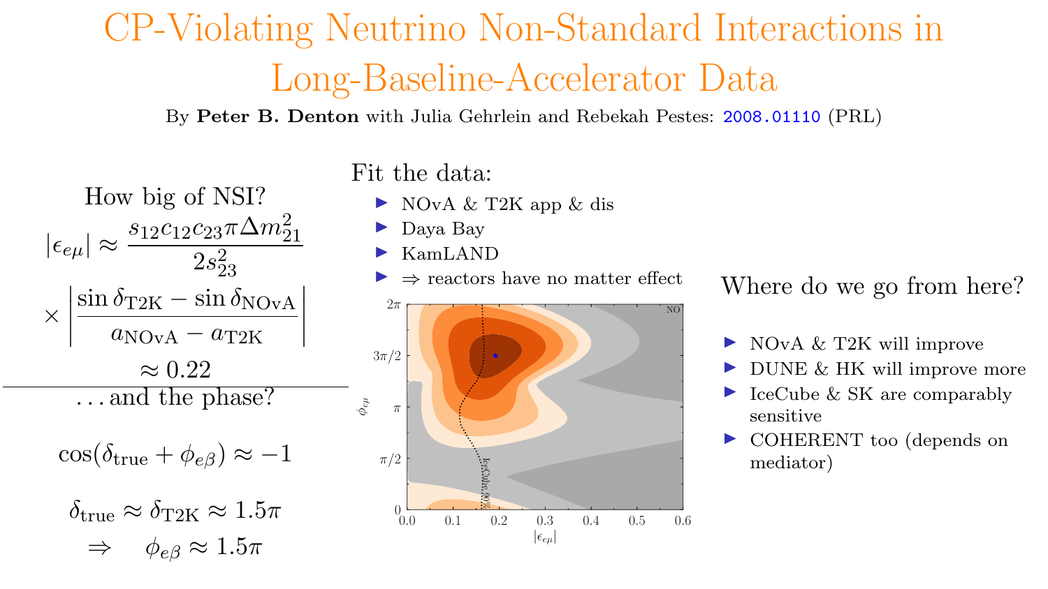# CP-Violating Neutrino Non-Standard Interactions in Long-Baseline-Accelerator Data

By **Peter B. Denton** with Julia Gehrlein and Rebekah Pestes: 2008.01110 (PRL)

How big of NSI?

$$|\epsilon_{e\mu}| \approx \frac{s_{12}c_{12}c_{23}\pi\Delta m^2_{21}}{2s^2_{23}} \times \left|\frac{\sin\delta_{\rm T2K} - \sin\delta_{\rm NOvA}}{a_{\rm NOvA} - a_{\rm T2K}}\right| \approx 0.22$$

…and the phase?

$$\cos(\delta_{\rm true} + \phi_{e\beta}) \approx -1$$

$$\delta_{\rm true} \approx \delta_{\rm T2K} \approx 1.5\pi \quad \Rightarrow \quad \phi_{e\beta} \approx 1.5\pi$$

Fit the data:

- NOvA & T2K app & dis
- Daya Bay
- KamLAND
- $\Rightarrow$ reactors have no matter effect

Where do we go from here?

- NOvA & T2K will improve
- DUNE & HK will improve more
- IceCube & SK are comparably sensitive
- COHERENT too (depends on mediator)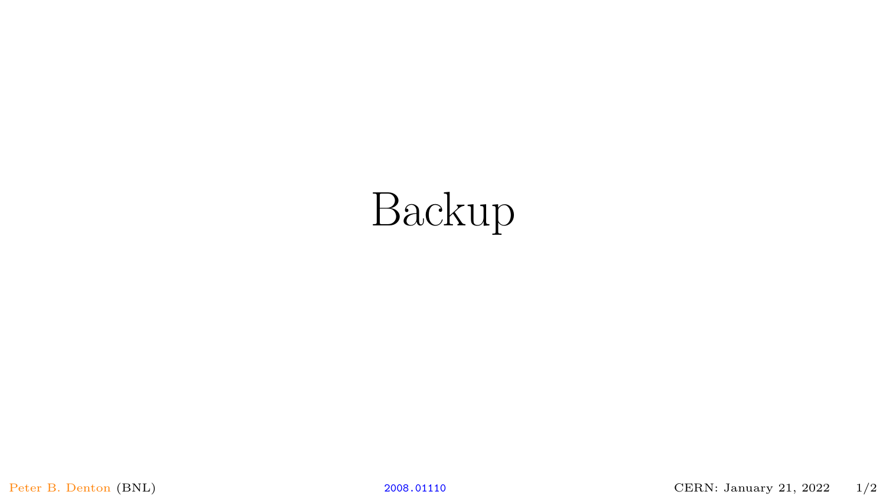# Backup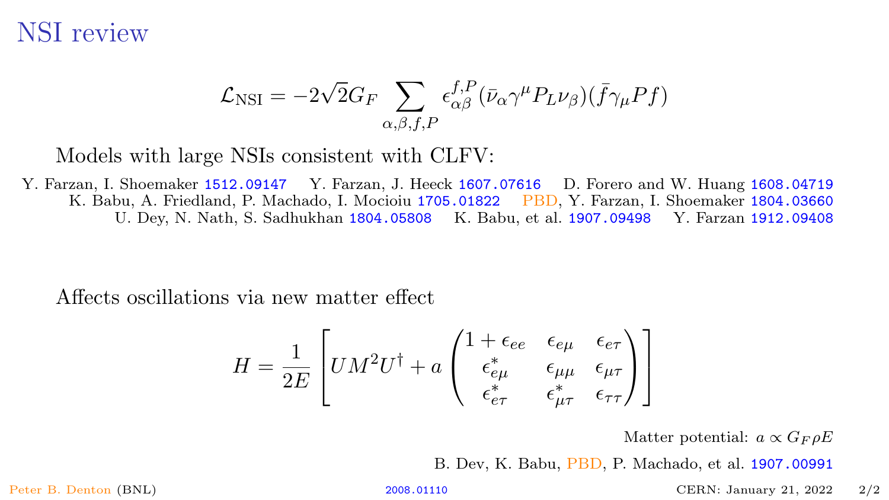# NSI review

$$\mathcal{L}_{\rm NSI} = -2\sqrt{2}G_F \sum_{\alpha,\beta,f,P} \epsilon_{\alpha\beta}^{f,P} (\bar{\nu}_\alpha \gamma^\mu P_L \nu_\beta)(\bar{f}\gamma_\mu P f)$$

Models with large NSIs consistent with CLFV:

Y. Farzan, I. Shoemaker 1512.09147 Y. Farzan, J. Heeck 1607.07616 D. Forero and W. Huang 1608.04719
K. Babu, A. Friedland, P. Machado, I. Mocioiu 1705.01822 PBD, Y. Farzan, I. Shoemaker 1804.03660
U. Dey, N. Nath, S. Sadhukhan 1804.05808 K. Babu, et al. 1907.09498 Y. Farzan 1912.09408

Affects oscillations via new matter effect

$$H = \frac{1}{2E}\left[UM^2U^\dagger + a\begin{pmatrix} 1+\epsilon_{ee} & \epsilon_{e\mu} & \epsilon_{e\tau} \\ \epsilon_{e\mu}^* & \epsilon_{\mu\mu} & \epsilon_{\mu\tau} \\ \epsilon_{e\tau}^* & \epsilon_{\mu\tau}^* & \epsilon_{\tau\tau} \end{pmatrix}\right]$$

Matter potential: $a \propto G_F \rho E$

B. Dev, K. Babu, PBD, P. Machado, et al. 1907.00991